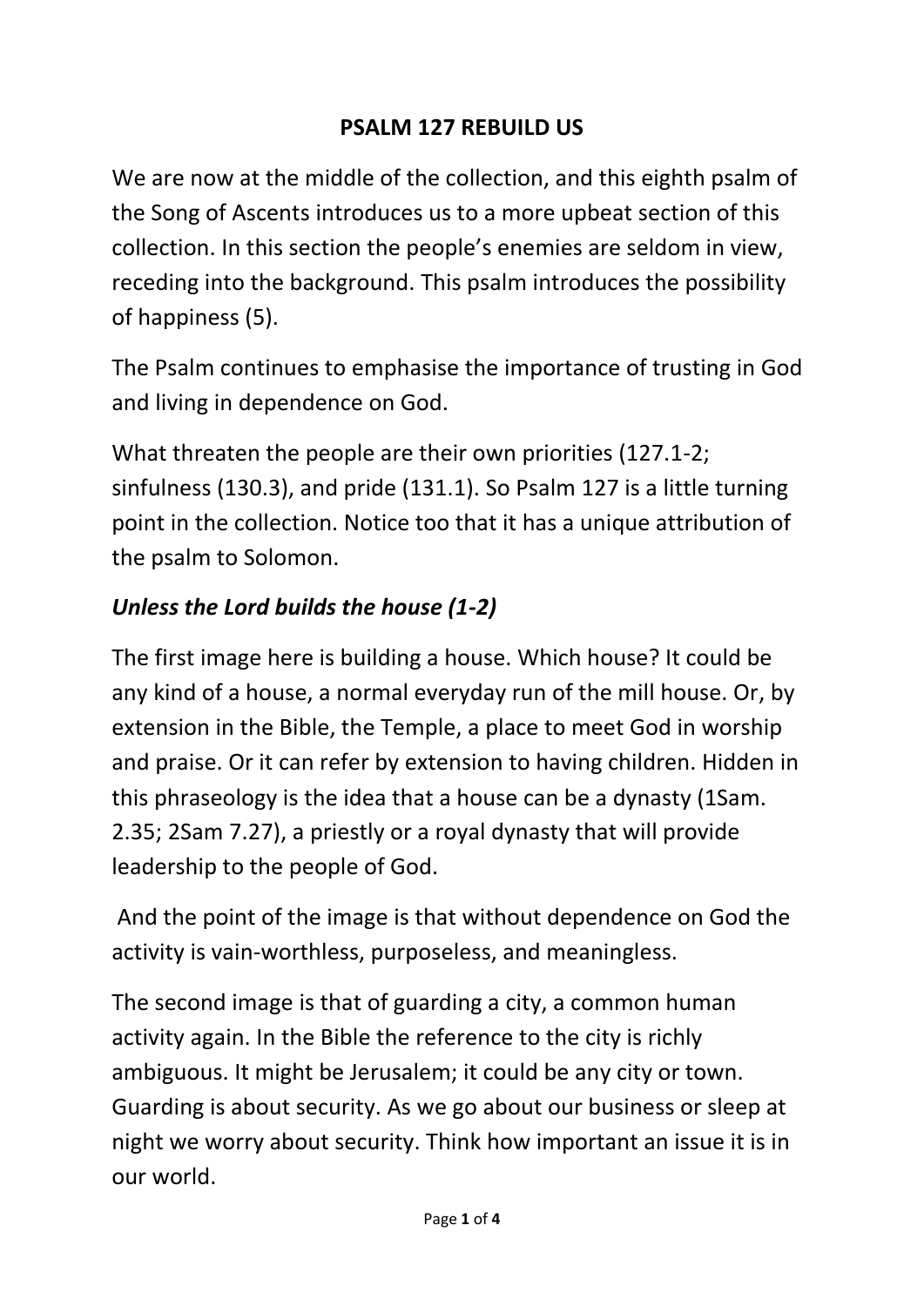# PSALM 127 REBUILD US

We are now at the middle of the collection, and this eighth psalm of the Song of Ascents introduces us to a more upbeat section of this collection. In this section the people's enemies are seldom in view, receding into the background. This psalm introduces the possibility of happiness (5).

The Psalm continues to emphasise the importance of trusting in God and living in dependence on God.

What threaten the people are their own priorities (127.1-2; sinfulness (130.3), and pride (131.1). So Psalm 127 is a little turning point in the collection. Notice too that it has a unique attribution of the psalm to Solomon.

## *Unless the Lord builds the house (1-2)*

The first image here is building a house. Which house? It could be any kind of a house, a normal everyday run of the mill house. Or, by extension in the Bible, the Temple, a place to meet God in worship and praise. Or it can refer by extension to having children. Hidden in this phraseology is the idea that a house can be a dynasty (1Sam. 2.35; 2Sam 7.27), a priestly or a royal dynasty that will provide leadership to the people of God.

And the point of the image is that without dependence on God the activity is vain-worthless, purposeless, and meaningless.

The second image is that of guarding a city, a common human activity again. In the Bible the reference to the city is richly ambiguous. It might be Jerusalem; it could be any city or town. Guarding is about security. As we go about our business or sleep at night we worry about security. Think how important an issue it is in our world.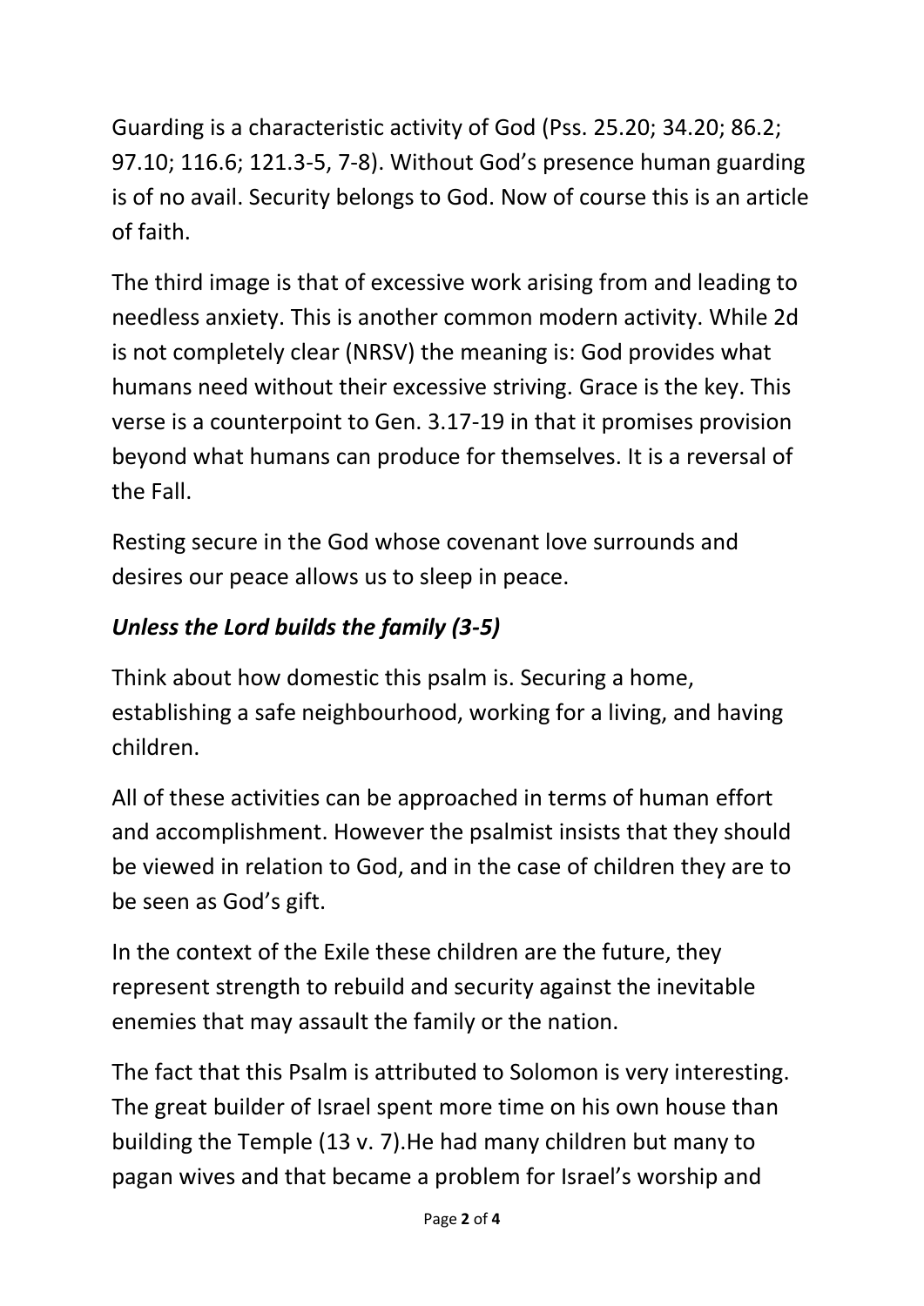Guarding is a characteristic activity of God (Pss. 25.20; 34.20; 86.2; 97.10; 116.6; 121.3-5, 7-8). Without God's presence human guarding is of no avail. Security belongs to God. Now of course this is an article of faith.

The third image is that of excessive work arising from and leading to needless anxiety. This is another common modern activity. While 2d is not completely clear (NRSV) the meaning is: God provides what humans need without their excessive striving. Grace is the key. This verse is a counterpoint to Gen. 3.17-19 in that it promises provision beyond what humans can produce for themselves. It is a reversal of the Fall.

Resting secure in the God whose covenant love surrounds and desires our peace allows us to sleep in peace.

### *Unless the Lord builds the family (3-5)*

Think about how domestic this psalm is. Securing a home, establishing a safe neighbourhood, working for a living, and having children.

All of these activities can be approached in terms of human effort and accomplishment. However the psalmist insists that they should be viewed in relation to God, and in the case of children they are to be seen as God's gift.

In the context of the Exile these children are the future, they represent strength to rebuild and security against the inevitable enemies that may assault the family or the nation.

The fact that this Psalm is attributed to Solomon is very interesting. The great builder of Israel spent more time on his own house than building the Temple (13 v. 7).He had many children but many to pagan wives and that became a problem for Israel's worship and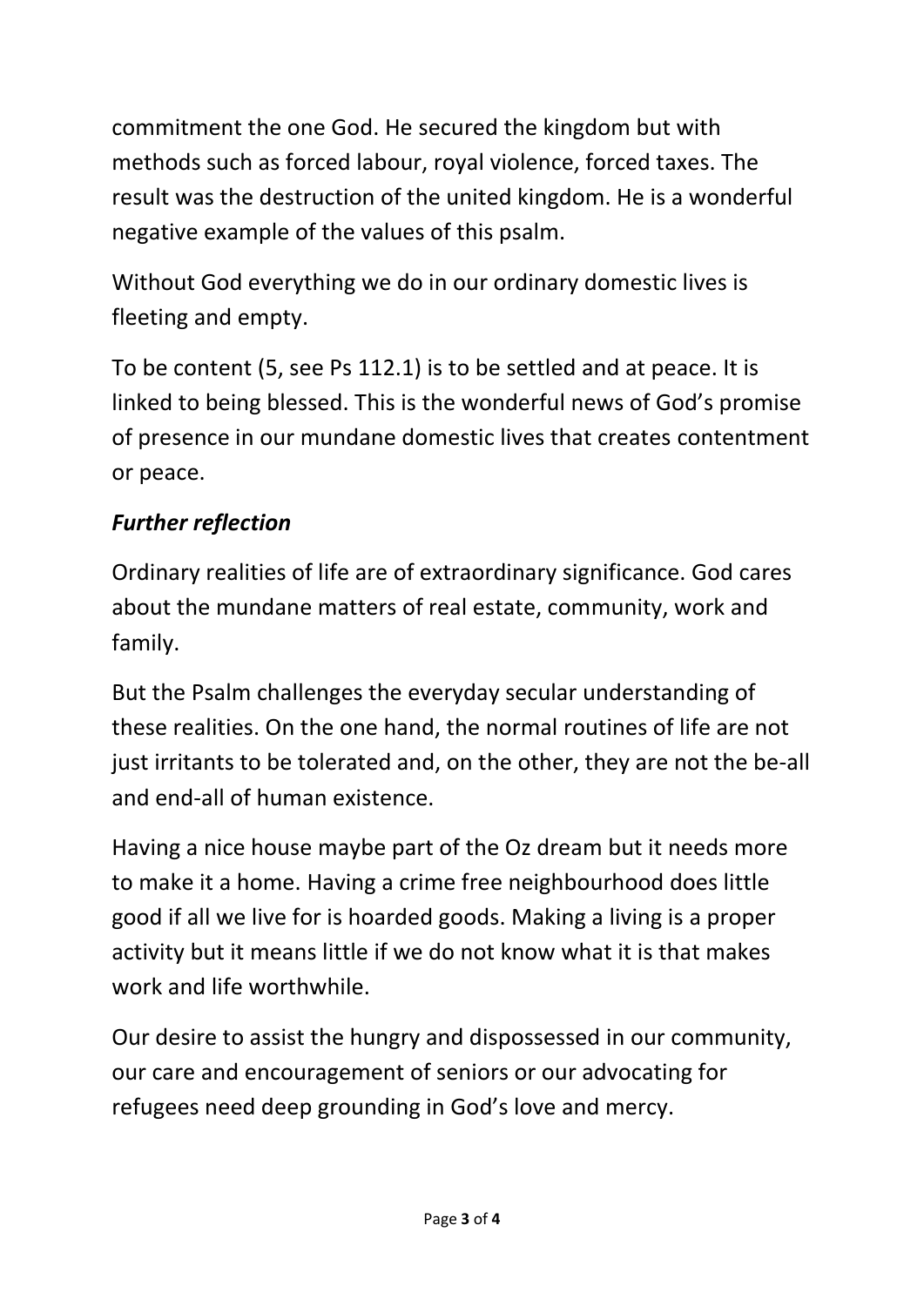commitment the one God. He secured the kingdom but with methods such as forced labour, royal violence, forced taxes. The result was the destruction of the united kingdom. He is a wonderful negative example of the values of this psalm.

Without God everything we do in our ordinary domestic lives is fleeting and empty.

To be content (5, see Ps 112.1) is to be settled and at peace. It is linked to being blessed. This is the wonderful news of God's promise of presence in our mundane domestic lives that creates contentment or peace.

***Further reflection***

Ordinary realities of life are of extraordinary significance. God cares about the mundane matters of real estate, community, work and family.

But the Psalm challenges the everyday secular understanding of these realities. On the one hand, the normal routines of life are not just irritants to be tolerated and, on the other, they are not the be-all and end-all of human existence.

Having a nice house maybe part of the Oz dream but it needs more to make it a home. Having a crime free neighbourhood does little good if all we live for is hoarded goods. Making a living is a proper activity but it means little if we do not know what it is that makes work and life worthwhile.

Our desire to assist the hungry and dispossessed in our community, our care and encouragement of seniors or our advocating for refugees need deep grounding in God's love and mercy.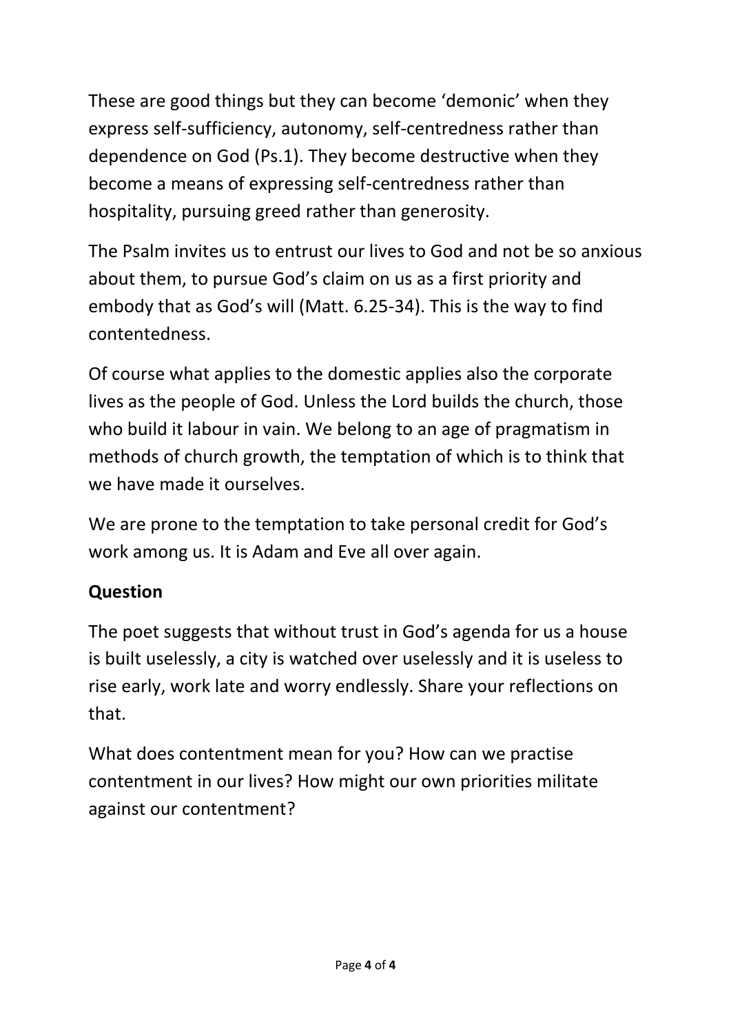These are good things but they can become 'demonic' when they express self-sufficiency, autonomy, self-centredness rather than dependence on God (Ps.1). They become destructive when they become a means of expressing self-centredness rather than hospitality, pursuing greed rather than generosity.

The Psalm invites us to entrust our lives to God and not be so anxious about them, to pursue God's claim on us as a first priority and embody that as God's will (Matt. 6.25-34). This is the way to find contentedness.

Of course what applies to the domestic applies also the corporate lives as the people of God. Unless the Lord builds the church, those who build it labour in vain. We belong to an age of pragmatism in methods of church growth, the temptation of which is to think that we have made it ourselves.

We are prone to the temptation to take personal credit for God's work among us. It is Adam and Eve all over again.

**Question**

The poet suggests that without trust in God's agenda for us a house is built uselessly, a city is watched over uselessly and it is useless to rise early, work late and worry endlessly. Share your reflections on that.

What does contentment mean for you? How can we practise contentment in our lives? How might our own priorities militate against our contentment?